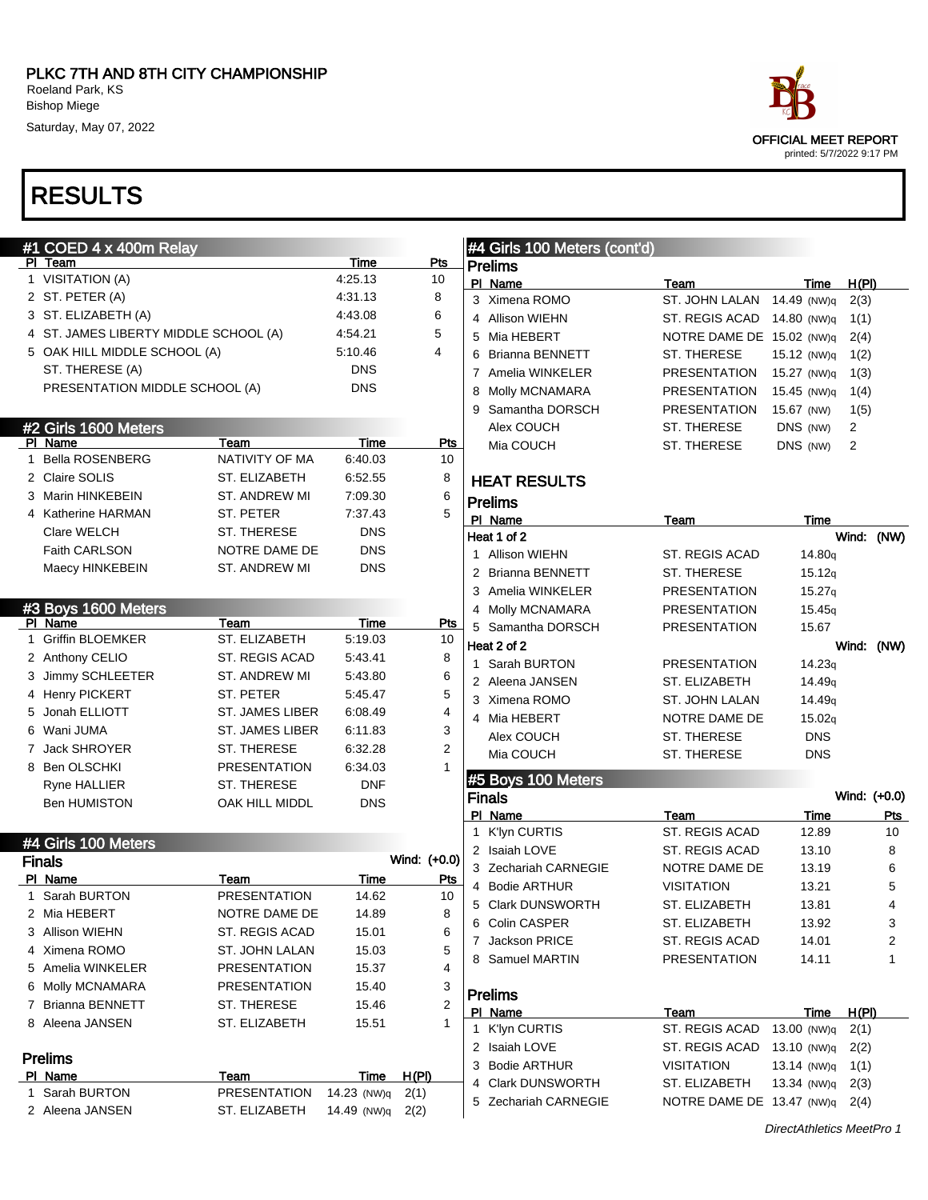# PLKC 7TH AND 8TH CITY CHAMPIONSHIP

Roeland Park, KS
Bishop Miege
Saturday, May 07, 2022

OFFICIAL MEET REPORT
printed: 5/7/2022 9:17 PM

# RESULTS

## #1 COED 4 x 400m Relay

| Pl | Team | Time | Pts |
|---|---|---|---|
| 1 | VISITATION (A) | 4:25.13 | 10 |
| 2 | ST. PETER (A) | 4:31.13 | 8 |
| 3 | ST. ELIZABETH (A) | 4:43.08 | 6 |
| 4 | ST. JAMES LIBERTY MIDDLE SCHOOL (A) | 4:54.21 | 5 |
| 5 | OAK HILL MIDDLE SCHOOL (A) | 5:10.46 | 4 |
| | ST. THERESE (A) | DNS | |
| | PRESENTATION MIDDLE SCHOOL (A) | DNS | |

## #2 Girls 1600 Meters

| Pl | Name | Team | Time | Pts |
|---|---|---|---|---|
| 1 | Bella ROSENBERG | NATIVITY OF MA | 6:40.03 | 10 |
| 2 | Claire SOLIS | ST. ELIZABETH | 6:52.55 | 8 |
| 3 | Marin HINKEBEIN | ST. ANDREW MI | 7:09.30 | 6 |
| 4 | Katherine HARMAN | ST. PETER | 7:37.43 | 5 |
| | Clare WELCH | ST. THERESE | DNS | |
| | Faith CARLSON | NOTRE DAME DE | DNS | |
| | Maecy HINKEBEIN | ST. ANDREW MI | DNS | |

## #3 Boys 1600 Meters

| Pl | Name | Team | Time | Pts |
|---|---|---|---|---|
| 1 | Griffin BLOEMKER | ST. ELIZABETH | 5:19.03 | 10 |
| 2 | Anthony CELIO | ST. REGIS ACAD | 5:43.41 | 8 |
| 3 | Jimmy SCHLEETER | ST. ANDREW MI | 5:43.80 | 6 |
| 4 | Henry PICKERT | ST. PETER | 5:45.47 | 5 |
| 5 | Jonah ELLIOTT | ST. JAMES LIBER | 6:08.49 | 4 |
| 6 | Wani JUMA | ST. JAMES LIBER | 6:11.83 | 3 |
| 7 | Jack SHROYER | ST. THERESE | 6:32.28 | 2 |
| 8 | Ben OLSCHKI | PRESENTATION | 6:34.03 | 1 |
| | Ryne HALLIER | ST. THERESE | DNF | |
| | Ben HUMISTON | OAK HILL MIDDL | DNS | |

## #4 Girls 100 Meters

### Finals

Wind: (+0.0)

| Pl | Name | Team | Time | Pts |
|---|---|---|---|---|
| 1 | Sarah BURTON | PRESENTATION | 14.62 | 10 |
| 2 | Mia HEBERT | NOTRE DAME DE | 14.89 | 8 |
| 3 | Allison WIEHN | ST. REGIS ACAD | 15.01 | 6 |
| 4 | Ximena ROMO | ST. JOHN LALAN | 15.03 | 5 |
| 5 | Amelia WINKELER | PRESENTATION | 15.37 | 4 |
| 6 | Molly MCNAMARA | PRESENTATION | 15.40 | 3 |
| 7 | Brianna BENNETT | ST. THERESE | 15.46 | 2 |
| 8 | Aleena JANSEN | ST. ELIZABETH | 15.51 | 1 |

### Prelims

| Pl | Name | Team | Time | H(Pl) |
|---|---|---|---|---|
| 1 | Sarah BURTON | PRESENTATION | 14.23 (NW)q | 2(1) |
| 2 | Aleena JANSEN | ST. ELIZABETH | 14.49 (NW)q | 2(2) |
| 3 | Ximena ROMO | ST. JOHN LALAN | 14.49 (NW)q | 2(3) |
| 4 | Allison WIEHN | ST. REGIS ACAD | 14.80 (NW)q | 1(1) |
| 5 | Mia HEBERT | NOTRE DAME DE | 15.02 (NW)q | 2(4) |
| 6 | Brianna BENNETT | ST. THERESE | 15.12 (NW)q | 1(2) |
| 7 | Amelia WINKELER | PRESENTATION | 15.27 (NW)q | 1(3) |
| 8 | Molly MCNAMARA | PRESENTATION | 15.45 (NW)q | 1(4) |
| 9 | Samantha DORSCH | PRESENTATION | 15.67 (NW) | 1(5) |
| | Alex COUCH | ST. THERESE | DNS (NW) | 2 |
| | Mia COUCH | ST. THERESE | DNS (NW) | 2 |

### HEAT RESULTS

### Prelims

**Heat 1 of 2** — Wind: (NW)

| Pl | Name | Team | Time |
|---|---|---|---|
| 1 | Allison WIEHN | ST. REGIS ACAD | 14.80q |
| 2 | Brianna BENNETT | ST. THERESE | 15.12q |
| 3 | Amelia WINKELER | PRESENTATION | 15.27q |
| 4 | Molly MCNAMARA | PRESENTATION | 15.45q |
| 5 | Samantha DORSCH | PRESENTATION | 15.67 |

**Heat 2 of 2** — Wind: (NW)

| Pl | Name | Team | Time |
|---|---|---|---|
| 1 | Sarah BURTON | PRESENTATION | 14.23q |
| 2 | Aleena JANSEN | ST. ELIZABETH | 14.49q |
| 3 | Ximena ROMO | ST. JOHN LALAN | 14.49q |
| 4 | Mia HEBERT | NOTRE DAME DE | 15.02q |
| | Alex COUCH | ST. THERESE | DNS |
| | Mia COUCH | ST. THERESE | DNS |

## #5 Boys 100 Meters

### Finals

Wind: (+0.0)

| Pl | Name | Team | Time | Pts |
|---|---|---|---|---|
| 1 | K'lyn CURTIS | ST. REGIS ACAD | 12.89 | 10 |
| 2 | Isaiah LOVE | ST. REGIS ACAD | 13.10 | 8 |
| 3 | Zechariah CARNEGIE | NOTRE DAME DE | 13.19 | 6 |
| 4 | Bodie ARTHUR | VISITATION | 13.21 | 5 |
| 5 | Clark DUNSWORTH | ST. ELIZABETH | 13.81 | 4 |
| 6 | Colin CASPER | ST. ELIZABETH | 13.92 | 3 |
| 7 | Jackson PRICE | ST. REGIS ACAD | 14.01 | 2 |
| 8 | Samuel MARTIN | PRESENTATION | 14.11 | 1 |

### Prelims

| Pl | Name | Team | Time | H(Pl) |
|---|---|---|---|---|
| 1 | K'lyn CURTIS | ST. REGIS ACAD | 13.00 (NW)q | 2(1) |
| 2 | Isaiah LOVE | ST. REGIS ACAD | 13.10 (NW)q | 2(2) |
| 3 | Bodie ARTHUR | VISITATION | 13.14 (NW)q | 1(1) |
| 4 | Clark DUNSWORTH | ST. ELIZABETH | 13.34 (NW)q | 2(3) |
| 5 | Zechariah CARNEGIE | NOTRE DAME DE | 13.47 (NW)q | 2(4) |

*DirectAthletics MeetPro 1*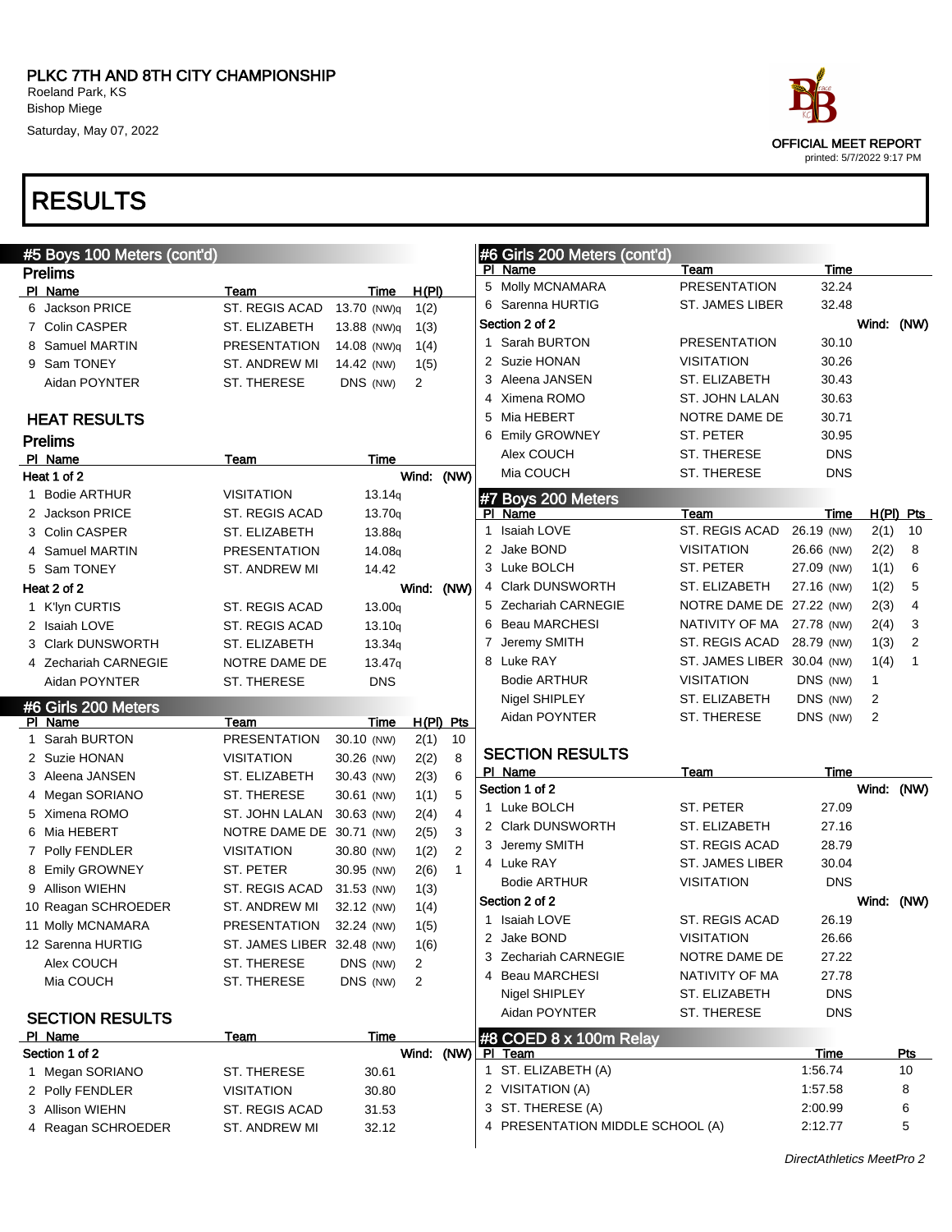# PLKC 7TH AND 8TH CITY CHAMPIONSHIP

Roeland Park, KS
Bishop Miege
Saturday, May 07, 2022

OFFICIAL MEET REPORT
printed: 5/7/2022 9:17 PM

# RESULTS

## #5 Boys 100 Meters (cont'd)

### Prelims

| Pl | Name | Team | Time | H(Pl) |
|---|---|---|---|---|
| 6 | Jackson PRICE | ST. REGIS ACAD | 13.70 (NW)q | 1(2) |
| 7 | Colin CASPER | ST. ELIZABETH | 13.88 (NW)q | 1(3) |
| 8 | Samuel MARTIN | PRESENTATION | 14.08 (NW)q | 1(4) |
| 9 | Sam TONEY | ST. ANDREW MI | 14.42 (NW) | 1(5) |
| | Aidan POYNTER | ST. THERESE | DNS (NW) | 2 |

### HEAT RESULTS

### Prelims

| Pl | Name | Team | Time |
|---|---|---|---|
| **Heat 1 of 2** | | | Wind: (NW) |
| 1 | Bodie ARTHUR | VISITATION | 13.14q |
| 2 | Jackson PRICE | ST. REGIS ACAD | 13.70q |
| 3 | Colin CASPER | ST. ELIZABETH | 13.88q |
| 4 | Samuel MARTIN | PRESENTATION | 14.08q |
| 5 | Sam TONEY | ST. ANDREW MI | 14.42 |
| **Heat 2 of 2** | | | Wind: (NW) |
| 1 | K'lyn CURTIS | ST. REGIS ACAD | 13.00q |
| 2 | Isaiah LOVE | ST. REGIS ACAD | 13.10q |
| 3 | Clark DUNSWORTH | ST. ELIZABETH | 13.34q |
| 4 | Zechariah CARNEGIE | NOTRE DAME DE | 13.47q |
| | Aidan POYNTER | ST. THERESE | DNS |

## #6 Girls 200 Meters

| Pl | Name | Team | Time | H(Pl) | Pts |
|---|---|---|---|---|---|
| 1 | Sarah BURTON | PRESENTATION | 30.10 (NW) | 2(1) | 10 |
| 2 | Suzie HONAN | VISITATION | 30.26 (NW) | 2(2) | 8 |
| 3 | Aleena JANSEN | ST. ELIZABETH | 30.43 (NW) | 2(3) | 6 |
| 4 | Megan SORIANO | ST. THERESE | 30.61 (NW) | 1(1) | 5 |
| 5 | Ximena ROMO | ST. JOHN LALAN | 30.63 (NW) | 2(4) | 4 |
| 6 | Mia HEBERT | NOTRE DAME DE | 30.71 (NW) | 2(5) | 3 |
| 7 | Polly FENDLER | VISITATION | 30.80 (NW) | 1(2) | 2 |
| 8 | Emily GROWNEY | ST. PETER | 30.95 (NW) | 2(6) | 1 |
| 9 | Allison WIEHN | ST. REGIS ACAD | 31.53 (NW) | 1(3) | |
| 10 | Reagan SCHROEDER | ST. ANDREW MI | 32.12 (NW) | 1(4) | |
| 11 | Molly MCNAMARA | PRESENTATION | 32.24 (NW) | 1(5) | |
| 12 | Sarenna HURTIG | ST. JAMES LIBER | 32.48 (NW) | 1(6) | |
| | Alex COUCH | ST. THERESE | DNS (NW) | 2 | |
| | Mia COUCH | ST. THERESE | DNS (NW) | 2 | |

### SECTION RESULTS

| Pl | Name | Team | Time |
|---|---|---|---|
| **Section 1 of 2** | | | Wind: (NW) |
| 1 | Megan SORIANO | ST. THERESE | 30.61 |
| 2 | Polly FENDLER | VISITATION | 30.80 |
| 3 | Allison WIEHN | ST. REGIS ACAD | 31.53 |
| 4 | Reagan SCHROEDER | ST. ANDREW MI | 32.12 |
| 5 | Molly MCNAMARA | PRESENTATION | 32.24 |
| 6 | Sarenna HURTIG | ST. JAMES LIBER | 32.48 |
| **Section 2 of 2** | | | Wind: (NW) |
| 1 | Sarah BURTON | PRESENTATION | 30.10 |
| 2 | Suzie HONAN | VISITATION | 30.26 |
| 3 | Aleena JANSEN | ST. ELIZABETH | 30.43 |
| 4 | Ximena ROMO | ST. JOHN LALAN | 30.63 |
| 5 | Mia HEBERT | NOTRE DAME DE | 30.71 |
| 6 | Emily GROWNEY | ST. PETER | 30.95 |
| | Alex COUCH | ST. THERESE | DNS |
| | Mia COUCH | ST. THERESE | DNS |

## #7 Boys 200 Meters

| Pl | Name | Team | Time | H(Pl) | Pts |
|---|---|---|---|---|---|
| 1 | Isaiah LOVE | ST. REGIS ACAD | 26.19 (NW) | 2(1) | 10 |
| 2 | Jake BOND | VISITATION | 26.66 (NW) | 2(2) | 8 |
| 3 | Luke BOLCH | ST. PETER | 27.09 (NW) | 1(1) | 6 |
| 4 | Clark DUNSWORTH | ST. ELIZABETH | 27.16 (NW) | 1(2) | 5 |
| 5 | Zechariah CARNEGIE | NOTRE DAME DE | 27.22 (NW) | 2(3) | 4 |
| 6 | Beau MARCHESI | NATIVITY OF MA | 27.78 (NW) | 2(4) | 3 |
| 7 | Jeremy SMITH | ST. REGIS ACAD | 28.79 (NW) | 1(3) | 2 |
| 8 | Luke RAY | ST. JAMES LIBER | 30.04 (NW) | 1(4) | 1 |
| | Bodie ARTHUR | VISITATION | DNS (NW) | 1 | |
| | Nigel SHIPLEY | ST. ELIZABETH | DNS (NW) | 2 | |
| | Aidan POYNTER | ST. THERESE | DNS (NW) | 2 | |

### SECTION RESULTS

| Pl | Name | Team | Time |
|---|---|---|---|
| **Section 1 of 2** | | | Wind: (NW) |
| 1 | Luke BOLCH | ST. PETER | 27.09 |
| 2 | Clark DUNSWORTH | ST. ELIZABETH | 27.16 |
| 3 | Jeremy SMITH | ST. REGIS ACAD | 28.79 |
| 4 | Luke RAY | ST. JAMES LIBER | 30.04 |
| | Bodie ARTHUR | VISITATION | DNS |
| **Section 2 of 2** | | | Wind: (NW) |
| 1 | Isaiah LOVE | ST. REGIS ACAD | 26.19 |
| 2 | Jake BOND | VISITATION | 26.66 |
| 3 | Zechariah CARNEGIE | NOTRE DAME DE | 27.22 |
| 4 | Beau MARCHESI | NATIVITY OF MA | 27.78 |
| | Nigel SHIPLEY | ST. ELIZABETH | DNS |
| | Aidan POYNTER | ST. THERESE | DNS |

## #8 COED 8 x 100m Relay

| Pl | Team | Time | Pts |
|---|---|---|---|
| 1 | ST. ELIZABETH (A) | 1:56.74 | 10 |
| 2 | VISITATION (A) | 1:57.58 | 8 |
| 3 | ST. THERESE (A) | 2:00.99 | 6 |
| 4 | PRESENTATION MIDDLE SCHOOL (A) | 2:12.77 | 5 |

*DirectAthletics MeetPro 2*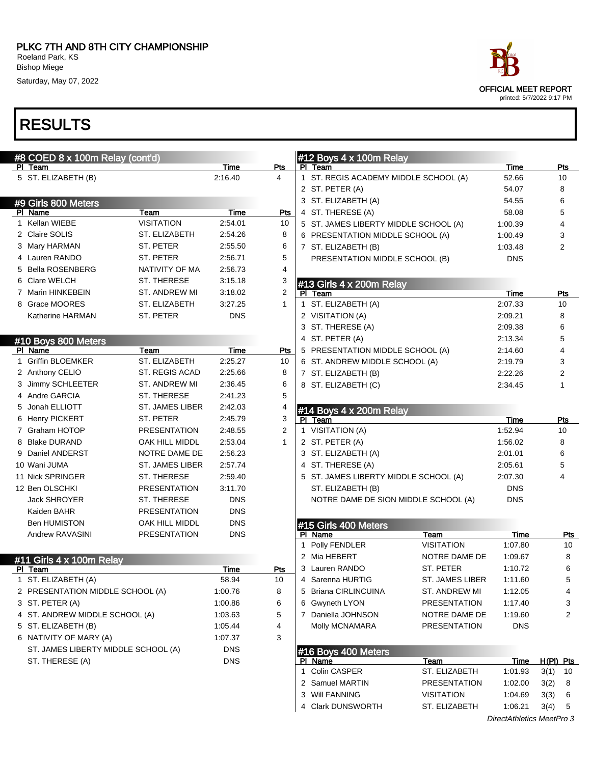# PLKC 7TH AND 8TH CITY CHAMPIONSHIP

Roeland Park, KS
Bishop Miege
Saturday, May 07, 2022

OFFICIAL MEET REPORT
printed: 5/7/2022 9:17 PM

# RESULTS

## #8 COED 8 x 100m Relay (cont'd)

| Pl | Team | Time | Pts |
|---|---|---|---|
| 5 | ST. ELIZABETH (B) | 2:16.40 | 4 |

## #9 Girls 800 Meters

| Pl | Name | Team | Time | Pts |
|---|---|---|---|---|
| 1 | Kellan WIEBE | VISITATION | 2:54.01 | 10 |
| 2 | Claire SOLIS | ST. ELIZABETH | 2:54.26 | 8 |
| 3 | Mary HARMAN | ST. PETER | 2:55.50 | 6 |
| 4 | Lauren RANDO | ST. PETER | 2:56.71 | 5 |
| 5 | Bella ROSENBERG | NATIVITY OF MA | 2:56.73 | 4 |
| 6 | Clare WELCH | ST. THERESE | 3:15.18 | 3 |
| 7 | Marin HINKEBEIN | ST. ANDREW MI | 3:18.02 | 2 |
| 8 | Grace MOORES | ST. ELIZABETH | 3:27.25 | 1 |
| | Katherine HARMAN | ST. PETER | DNS | |

## #10 Boys 800 Meters

| Pl | Name | Team | Time | Pts |
|---|---|---|---|---|
| 1 | Griffin BLOEMKER | ST. ELIZABETH | 2:25.27 | 10 |
| 2 | Anthony CELIO | ST. REGIS ACAD | 2:25.66 | 8 |
| 3 | Jimmy SCHLEETER | ST. ANDREW MI | 2:36.45 | 6 |
| 4 | Andre GARCIA | ST. THERESE | 2:41.23 | 5 |
| 5 | Jonah ELLIOTT | ST. JAMES LIBER | 2:42.03 | 4 |
| 6 | Henry PICKERT | ST. PETER | 2:45.79 | 3 |
| 7 | Graham HOTOP | PRESENTATION | 2:48.55 | 2 |
| 8 | Blake DURAND | OAK HILL MIDDL | 2:53.04 | 1 |
| 9 | Daniel ANDERST | NOTRE DAME DE | 2:56.23 | |
| 10 | Wani JUMA | ST. JAMES LIBER | 2:57.74 | |
| 11 | Nick SPRINGER | ST. THERESE | 2:59.40 | |
| 12 | Ben OLSCHKI | PRESENTATION | 3:11.70 | |
| | Jack SHROYER | ST. THERESE | DNS | |
| | Kaiden BAHR | PRESENTATION | DNS | |
| | Ben HUMISTON | OAK HILL MIDDL | DNS | |
| | Andrew RAVASINI | PRESENTATION | DNS | |

## #11 Girls 4 x 100m Relay

| Pl | Team | Time | Pts |
|---|---|---|---|
| 1 | ST. ELIZABETH (A) | 58.94 | 10 |
| 2 | PRESENTATION MIDDLE SCHOOL (A) | 1:00.76 | 8 |
| 3 | ST. PETER (A) | 1:00.86 | 6 |
| 4 | ST. ANDREW MIDDLE SCHOOL (A) | 1:03.63 | 5 |
| 5 | ST. ELIZABETH (B) | 1:05.44 | 4 |
| 6 | NATIVITY OF MARY (A) | 1:07.37 | 3 |
| | ST. JAMES LIBERTY MIDDLE SCHOOL (A) | DNS | |
| | ST. THERESE (A) | DNS | |

## #12 Boys 4 x 100m Relay

| Pl | Team | Time | Pts |
|---|---|---|---|
| 1 | ST. REGIS ACADEMY MIDDLE SCHOOL (A) | 52.66 | 10 |
| 2 | ST. PETER (A) | 54.07 | 8 |
| 3 | ST. ELIZABETH (A) | 54.55 | 6 |
| 4 | ST. THERESE (A) | 58.08 | 5 |
| 5 | ST. JAMES LIBERTY MIDDLE SCHOOL (A) | 1:00.39 | 4 |
| 6 | PRESENTATION MIDDLE SCHOOL (A) | 1:00.49 | 3 |
| 7 | ST. ELIZABETH (B) | 1:03.48 | 2 |
| | PRESENTATION MIDDLE SCHOOL (B) | DNS | |

## #13 Girls 4 x 200m Relay

| Pl | Team | Time | Pts |
|---|---|---|---|
| 1 | ST. ELIZABETH (A) | 2:07.33 | 10 |
| 2 | VISITATION (A) | 2:09.21 | 8 |
| 3 | ST. THERESE (A) | 2:09.38 | 6 |
| 4 | ST. PETER (A) | 2:13.34 | 5 |
| 5 | PRESENTATION MIDDLE SCHOOL (A) | 2:14.60 | 4 |
| 6 | ST. ANDREW MIDDLE SCHOOL (A) | 2:19.79 | 3 |
| 7 | ST. ELIZABETH (B) | 2:22.26 | 2 |
| 8 | ST. ELIZABETH (C) | 2:34.45 | 1 |

## #14 Boys 4 x 200m Relay

| Pl | Team | Time | Pts |
|---|---|---|---|
| 1 | VISITATION (A) | 1:52.94 | 10 |
| 2 | ST. PETER (A) | 1:56.02 | 8 |
| 3 | ST. ELIZABETH (A) | 2:01.01 | 6 |
| 4 | ST. THERESE (A) | 2:05.61 | 5 |
| 5 | ST. JAMES LIBERTY MIDDLE SCHOOL (A) | 2:07.30 | 4 |
| | ST. ELIZABETH (B) | DNS | |
| | NOTRE DAME DE SION MIDDLE SCHOOL (A) | DNS | |

## #15 Girls 400 Meters

| Pl | Name | Team | Time | Pts |
|---|---|---|---|---|
| 1 | Polly FENDLER | VISITATION | 1:07.80 | 10 |
| 2 | Mia HEBERT | NOTRE DAME DE | 1:09.67 | 8 |
| 3 | Lauren RANDO | ST. PETER | 1:10.72 | 6 |
| 4 | Sarenna HURTIG | ST. JAMES LIBER | 1:11.60 | 5 |
| 5 | Briana CIRLINCUINA | ST. ANDREW MI | 1:12.05 | 4 |
| 6 | Gwyneth LYON | PRESENTATION | 1:17.40 | 3 |
| 7 | Daniella JOHNSON | NOTRE DAME DE | 1:19.60 | 2 |
| | Molly MCNAMARA | PRESENTATION | DNS | |

## #16 Boys 400 Meters

| Pl | Name | Team | Time | H(Pl) | Pts |
|---|---|---|---|---|---|
| 1 | Colin CASPER | ST. ELIZABETH | 1:01.93 | 3(1) | 10 |
| 2 | Samuel MARTIN | PRESENTATION | 1:02.00 | 3(2) | 8 |
| 3 | Will FANNING | VISITATION | 1:04.69 | 3(3) | 6 |
| 4 | Clark DUNSWORTH | ST. ELIZABETH | 1:06.21 | 3(4) | 5 |

*DirectAthletics MeetPro 3*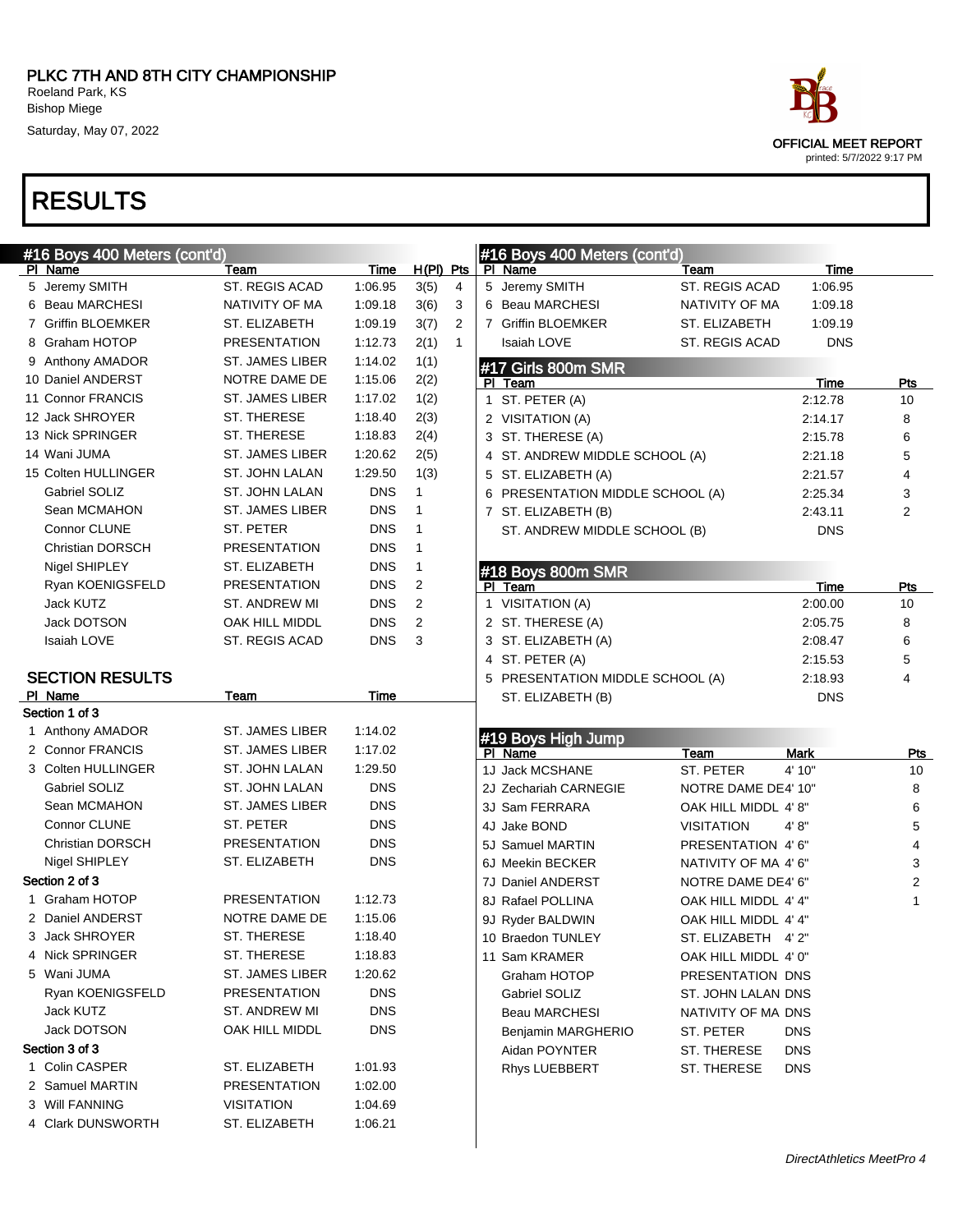PLKC 7TH AND 8TH CITY CHAMPIONSHIP
Roeland Park, KS
Bishop Miege
Saturday, May 07, 2022

OFFICIAL MEET REPORT
printed: 5/7/2022 9:17 PM

# RESULTS

## #16 Boys 400 Meters (cont'd)

| Pl | Name | Team | Time | H(Pl) | Pts |
|---|---|---|---|---|---|
| 5 | Jeremy SMITH | ST. REGIS ACAD | 1:06.95 | 3(5) | 4 |
| 6 | Beau MARCHESI | NATIVITY OF MA | 1:09.18 | 3(6) | 3 |
| 7 | Griffin BLOEMKER | ST. ELIZABETH | 1:09.19 | 3(7) | 2 |
| 8 | Graham HOTOP | PRESENTATION | 1:12.73 | 2(1) | 1 |
| 9 | Anthony AMADOR | ST. JAMES LIBER | 1:14.02 | 1(1) | |
| 10 | Daniel ANDERST | NOTRE DAME DE | 1:15.06 | 2(2) | |
| 11 | Connor FRANCIS | ST. JAMES LIBER | 1:17.02 | 1(2) | |
| 12 | Jack SHROYER | ST. THERESE | 1:18.40 | 2(3) | |
| 13 | Nick SPRINGER | ST. THERESE | 1:18.83 | 2(4) | |
| 14 | Wani JUMA | ST. JAMES LIBER | 1:20.62 | 2(5) | |
| 15 | Colten HULLINGER | ST. JOHN LALAN | 1:29.50 | 1(3) | |
| | Gabriel SOLIZ | ST. JOHN LALAN | DNS | 1 | |
| | Sean MCMAHON | ST. JAMES LIBER | DNS | 1 | |
| | Connor CLUNE | ST. PETER | DNS | 1 | |
| | Christian DORSCH | PRESENTATION | DNS | 1 | |
| | Nigel SHIPLEY | ST. ELIZABETH | DNS | 1 | |
| | Ryan KOENIGSFELD | PRESENTATION | DNS | 2 | |
| | Jack KUTZ | ST. ANDREW MI | DNS | 2 | |
| | Jack DOTSON | OAK HILL MIDDL | DNS | 2 | |
| | Isaiah LOVE | ST. REGIS ACAD | DNS | 3 | |

### SECTION RESULTS

| Pl | Name | Team | Time |
|---|---|---|---|
| **Section 1 of 3** | | | |
| 1 | Anthony AMADOR | ST. JAMES LIBER | 1:14.02 |
| 2 | Connor FRANCIS | ST. JAMES LIBER | 1:17.02 |
| 3 | Colten HULLINGER | ST. JOHN LALAN | 1:29.50 |
| | Gabriel SOLIZ | ST. JOHN LALAN | DNS |
| | Sean MCMAHON | ST. JAMES LIBER | DNS |
| | Connor CLUNE | ST. PETER | DNS |
| | Christian DORSCH | PRESENTATION | DNS |
| | Nigel SHIPLEY | ST. ELIZABETH | DNS |
| **Section 2 of 3** | | | |
| 1 | Graham HOTOP | PRESENTATION | 1:12.73 |
| 2 | Daniel ANDERST | NOTRE DAME DE | 1:15.06 |
| 3 | Jack SHROYER | ST. THERESE | 1:18.40 |
| 4 | Nick SPRINGER | ST. THERESE | 1:18.83 |
| 5 | Wani JUMA | ST. JAMES LIBER | 1:20.62 |
| | Ryan KOENIGSFELD | PRESENTATION | DNS |
| | Jack KUTZ | ST. ANDREW MI | DNS |
| | Jack DOTSON | OAK HILL MIDDL | DNS |
| **Section 3 of 3** | | | |
| 1 | Colin CASPER | ST. ELIZABETH | 1:01.93 |
| 2 | Samuel MARTIN | PRESENTATION | 1:02.00 |
| 3 | Will FANNING | VISITATION | 1:04.69 |
| 4 | Clark DUNSWORTH | ST. ELIZABETH | 1:06.21 |
| 5 | Jeremy SMITH | ST. REGIS ACAD | 1:06.95 |
| 6 | Beau MARCHESI | NATIVITY OF MA | 1:09.18 |
| 7 | Griffin BLOEMKER | ST. ELIZABETH | 1:09.19 |
| | Isaiah LOVE | ST. REGIS ACAD | DNS |

## #17 Girls 800m SMR

| Pl | Team | Time | Pts |
|---|---|---|---|
| 1 | ST. PETER (A) | 2:12.78 | 10 |
| 2 | VISITATION (A) | 2:14.17 | 8 |
| 3 | ST. THERESE (A) | 2:15.78 | 6 |
| 4 | ST. ANDREW MIDDLE SCHOOL (A) | 2:21.18 | 5 |
| 5 | ST. ELIZABETH (A) | 2:21.57 | 4 |
| 6 | PRESENTATION MIDDLE SCHOOL (A) | 2:25.34 | 3 |
| 7 | ST. ELIZABETH (B) | 2:43.11 | 2 |
| | ST. ANDREW MIDDLE SCHOOL (B) | DNS | |

## #18 Boys 800m SMR

| Pl | Team | Time | Pts |
|---|---|---|---|
| 1 | VISITATION (A) | 2:00.00 | 10 |
| 2 | ST. THERESE (A) | 2:05.75 | 8 |
| 3 | ST. ELIZABETH (A) | 2:08.47 | 6 |
| 4 | ST. PETER (A) | 2:15.53 | 5 |
| 5 | PRESENTATION MIDDLE SCHOOL (A) | 2:18.93 | 4 |
| | ST. ELIZABETH (B) | DNS | |

## #19 Boys High Jump

| Pl | Name | Team | Mark | Pts |
|---|---|---|---|---|
| 1J | Jack MCSHANE | ST. PETER | 4' 10" | 10 |
| 2J | Zechariah CARNEGIE | NOTRE DAME DE | 4' 10" | 8 |
| 3J | Sam FERRARA | OAK HILL MIDDL | 4' 8" | 6 |
| 4J | Jake BOND | VISITATION | 4' 8" | 5 |
| 5J | Samuel MARTIN | PRESENTATION | 4' 6" | 4 |
| 6J | Meekin BECKER | NATIVITY OF MA | 4' 6" | 3 |
| 7J | Daniel ANDERST | NOTRE DAME DE | 4' 6" | 2 |
| 8J | Rafael POLLINA | OAK HILL MIDDL | 4' 4" | 1 |
| 9J | Ryder BALDWIN | OAK HILL MIDDL | 4' 4" | |
| 10 | Braedon TUNLEY | ST. ELIZABETH | 4' 2" | |
| 11 | Sam KRAMER | OAK HILL MIDDL | 4' 0" | |
| | Graham HOTOP | PRESENTATION | DNS | |
| | Gabriel SOLIZ | ST. JOHN LALAN | DNS | |
| | Beau MARCHESI | NATIVITY OF MA | DNS | |
| | Benjamin MARGHERIO | ST. PETER | DNS | |
| | Aidan POYNTER | ST. THERESE | DNS | |
| | Rhys LUEBBERT | ST. THERESE | DNS | |

*DirectAthletics MeetPro 4*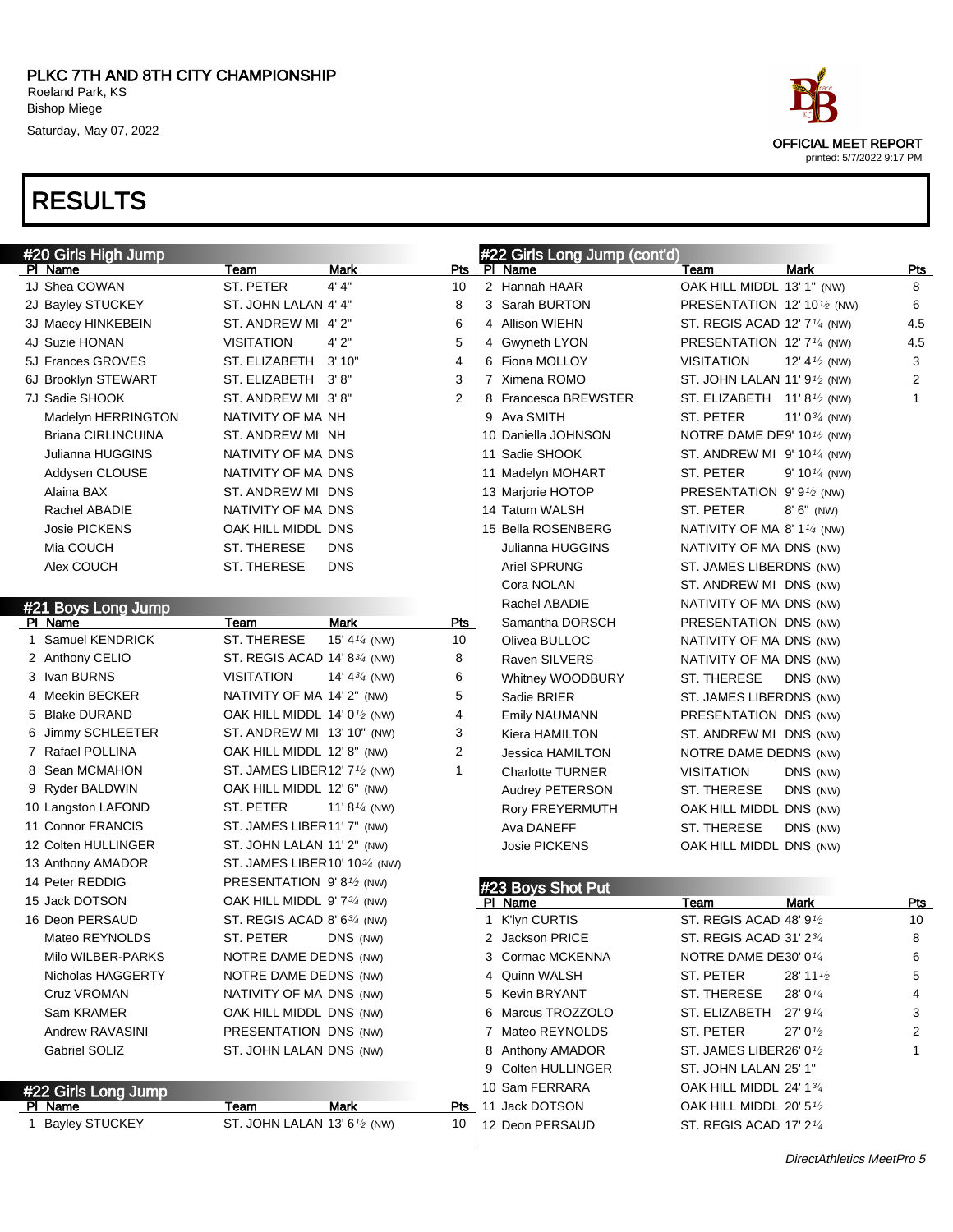# PLKC 7TH AND 8TH CITY CHAMPIONSHIP

Roeland Park, KS
Bishop Miege
Saturday, May 07, 2022

OFFICIAL MEET REPORT
printed: 5/7/2022 9:17 PM

## RESULTS

### #20 Girls High Jump

| Pl | Name | Team | Mark | Pts |
|---|---|---|---|---|
| 1J | Shea COWAN | ST. PETER | 4' 4" | 10 |
| 2J | Bayley STUCKEY | ST. JOHN LALAN | 4' 4" | 8 |
| 3J | Maecy HINKEBEIN | ST. ANDREW MI | 4' 2" | 6 |
| 4J | Suzie HONAN | VISITATION | 4' 2" | 5 |
| 5J | Frances GROVES | ST. ELIZABETH | 3' 10" | 4 |
| 6J | Brooklyn STEWART | ST. ELIZABETH | 3' 8" | 3 |
| 7J | Sadie SHOOK | ST. ANDREW MI | 3' 8" | 2 |
| | Madelyn HERRINGTON | NATIVITY OF MA | NH | |
| | Briana CIRLINCUINA | ST. ANDREW MI | NH | |
| | Julianna HUGGINS | NATIVITY OF MA | DNS | |
| | Addysen CLOUSE | NATIVITY OF MA | DNS | |
| | Alaina BAX | ST. ANDREW MI | DNS | |
| | Rachel ABADIE | NATIVITY OF MA | DNS | |
| | Josie PICKENS | OAK HILL MIDDL | DNS | |
| | Mia COUCH | ST. THERESE | DNS | |
| | Alex COUCH | ST. THERESE | DNS | |

### #21 Boys Long Jump

| Pl | Name | Team | Mark | Pts |
|---|---|---|---|---|
| 1 | Samuel KENDRICK | ST. THERESE | 15' 4¼ (NW) | 10 |
| 2 | Anthony CELIO | ST. REGIS ACAD | 14' 8¾ (NW) | 8 |
| 3 | Ivan BURNS | VISITATION | 14' 4¾ (NW) | 6 |
| 4 | Meekin BECKER | NATIVITY OF MA | 14' 2" (NW) | 5 |
| 5 | Blake DURAND | OAK HILL MIDDL | 14' 0½ (NW) | 4 |
| 6 | Jimmy SCHLEETER | ST. ANDREW MI | 13' 10" (NW) | 3 |
| 7 | Rafael POLLINA | OAK HILL MIDDL | 12' 8" (NW) | 2 |
| 8 | Sean MCMAHON | ST. JAMES LIBER | 12' 7½ (NW) | 1 |
| 9 | Ryder BALDWIN | OAK HILL MIDDL | 12' 6" (NW) | |
| 10 | Langston LAFOND | ST. PETER | 11' 8¼ (NW) | |
| 11 | Connor FRANCIS | ST. JAMES LIBER | 11' 7" (NW) | |
| 12 | Colten HULLINGER | ST. JOHN LALAN | 11' 2" (NW) | |
| 13 | Anthony AMADOR | ST. JAMES LIBER | 10' 10¾ (NW) | |
| 14 | Peter REDDIG | PRESENTATION | 9' 8½ (NW) | |
| 15 | Jack DOTSON | OAK HILL MIDDL | 9' 7¾ (NW) | |
| 16 | Deon PERSAUD | ST. REGIS ACAD | 8' 6¾ (NW) | |
| | Mateo REYNOLDS | ST. PETER | DNS (NW) | |
| | Milo WILBER-PARKS | NOTRE DAME DE | DNS (NW) | |
| | Nicholas HAGGERTY | NOTRE DAME DE | DNS (NW) | |
| | Cruz VROMAN | NATIVITY OF MA | DNS (NW) | |
| | Sam KRAMER | OAK HILL MIDDL | DNS (NW) | |
| | Andrew RAVASINI | PRESENTATION | DNS (NW) | |
| | Gabriel SOLIZ | ST. JOHN LALAN | DNS (NW) | |

### #22 Girls Long Jump

| Pl | Name | Team | Mark | Pts |
|---|---|---|---|---|
| 1 | Bayley STUCKEY | ST. JOHN LALAN | 13' 6½ (NW) | 10 |
| 2 | Hannah HAAR | OAK HILL MIDDL | 13' 1" (NW) | 8 |
| 3 | Sarah BURTON | PRESENTATION | 12' 10½ (NW) | 6 |
| 4 | Allison WIEHN | ST. REGIS ACAD | 12' 7¼ (NW) | 4.5 |
| 4 | Gwyneth LYON | PRESENTATION | 12' 7¼ (NW) | 4.5 |
| 6 | Fiona MOLLOY | VISITATION | 12' 4½ (NW) | 3 |
| 7 | Ximena ROMO | ST. JOHN LALAN | 11' 9½ (NW) | 2 |
| 8 | Francesca BREWSTER | ST. ELIZABETH | 11' 8½ (NW) | 1 |
| 9 | Ava SMITH | ST. PETER | 11' 0¾ (NW) | |
| 10 | Daniella JOHNSON | NOTRE DAME DE | 9' 10½ (NW) | |
| 11 | Sadie SHOOK | ST. ANDREW MI | 9' 10¼ (NW) | |
| 11 | Madelyn MOHART | ST. PETER | 9' 10¼ (NW) | |
| 13 | Marjorie HOTOP | PRESENTATION | 9' 9½ (NW) | |
| 14 | Tatum WALSH | ST. PETER | 8' 6" (NW) | |
| 15 | Bella ROSENBERG | NATIVITY OF MA | 8' 1¼ (NW) | |
| | Julianna HUGGINS | NATIVITY OF MA | DNS (NW) | |
| | Ariel SPRUNG | ST. JAMES LIBER | DNS (NW) | |
| | Cora NOLAN | ST. ANDREW MI | DNS (NW) | |
| | Rachel ABADIE | NATIVITY OF MA | DNS (NW) | |
| | Samantha DORSCH | PRESENTATION | DNS (NW) | |
| | Olivea BULLOC | NATIVITY OF MA | DNS (NW) | |
| | Raven SILVERS | NATIVITY OF MA | DNS (NW) | |
| | Whitney WOODBURY | ST. THERESE | DNS (NW) | |
| | Sadie BRIER | ST. JAMES LIBER | DNS (NW) | |
| | Emily NAUMANN | PRESENTATION | DNS (NW) | |
| | Kiera HAMILTON | ST. ANDREW MI | DNS (NW) | |
| | Jessica HAMILTON | NOTRE DAME DE | DNS (NW) | |
| | Charlotte TURNER | VISITATION | DNS (NW) | |
| | Audrey PETERSON | ST. THERESE | DNS (NW) | |
| | Rory FREYERMUTH | OAK HILL MIDDL | DNS (NW) | |
| | Ava DANEFF | ST. THERESE | DNS (NW) | |
| | Josie PICKENS | OAK HILL MIDDL | DNS (NW) | |

### #23 Boys Shot Put

| Pl | Name | Team | Mark | Pts |
|---|---|---|---|---|
| 1 | K'lyn CURTIS | ST. REGIS ACAD | 48' 9½ | 10 |
| 2 | Jackson PRICE | ST. REGIS ACAD | 31' 2¾ | 8 |
| 3 | Cormac MCKENNA | NOTRE DAME DE | 30' 0¼ | 6 |
| 4 | Quinn WALSH | ST. PETER | 28' 11½ | 5 |
| 5 | Kevin BRYANT | ST. THERESE | 28' 0¼ | 4 |
| 6 | Marcus TROZZOLO | ST. ELIZABETH | 27' 9¼ | 3 |
| 7 | Mateo REYNOLDS | ST. PETER | 27' 0½ | 2 |
| 8 | Anthony AMADOR | ST. JAMES LIBER | 26' 0½ | 1 |
| 9 | Colten HULLINGER | ST. JOHN LALAN | 25' 1" | |
| 10 | Sam FERRARA | OAK HILL MIDDL | 24' 1¾ | |
| 11 | Jack DOTSON | OAK HILL MIDDL | 20' 5½ | |
| 12 | Deon PERSAUD | ST. REGIS ACAD | 17' 2¼ | |

*DirectAthletics MeetPro 5*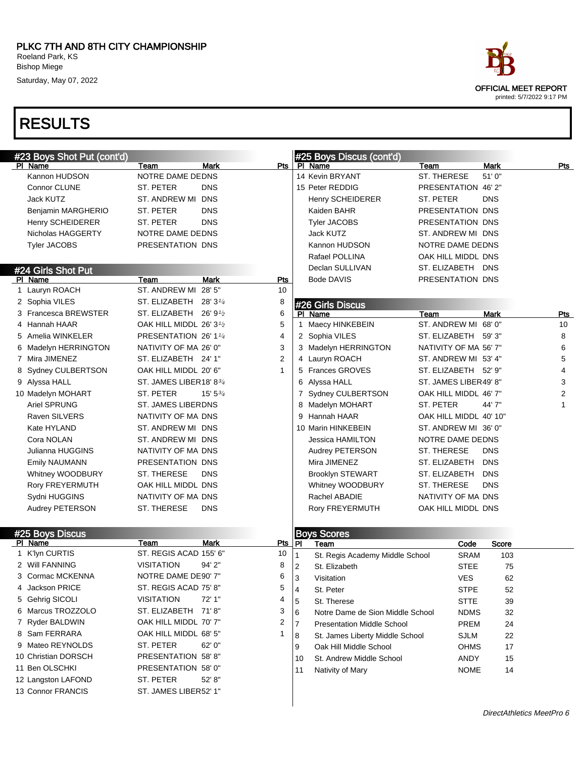# PLKC 7TH AND 8TH CITY CHAMPIONSHIP

Roeland Park, KS
Bishop Miege
Saturday, May 07, 2022

OFFICIAL MEET REPORT
printed: 5/7/2022 9:17 PM

## RESULTS

### #23 Boys Shot Put (cont'd)

| Pl | Name | Team | Mark | Pts |
|---|---|---|---|---|
| | Kannon HUDSON | NOTRE DAME DE | DNS | |
| | Connor CLUNE | ST. PETER | DNS | |
| | Jack KUTZ | ST. ANDREW MI | DNS | |
| | Benjamin MARGHERIO | ST. PETER | DNS | |
| | Henry SCHEIDERER | ST. PETER | DNS | |
| | Nicholas HAGGERTY | NOTRE DAME DE | DNS | |
| | Tyler JACOBS | PRESENTATION | DNS | |

### #24 Girls Shot Put

| Pl | Name | Team | Mark | Pts |
|---|---|---|---|---|
| 1 | Lauryn ROACH | ST. ANDREW MI | 28' 5" | 10 |
| 2 | Sophia VILES | ST. ELIZABETH | 28' 3¼ | 8 |
| 3 | Francesca BREWSTER | ST. ELIZABETH | 26' 9½ | 6 |
| 4 | Hannah HAAR | OAK HILL MIDDL | 26' 3½ | 5 |
| 5 | Amelia WINKELER | PRESENTATION | 26' 1¼ | 4 |
| 6 | Madelyn HERRINGTON | NATIVITY OF MA | 26' 0" | 3 |
| 7 | Mira JIMENEZ | ST. ELIZABETH | 24' 1" | 2 |
| 8 | Sydney CULBERTSON | OAK HILL MIDDL | 20' 6" | 1 |
| 9 | Alyssa HALL | ST. JAMES LIBER | 18' 8¾ | |
| 10 | Madelyn MOHART | ST. PETER | 15' 5¾ | |
| | Ariel SPRUNG | ST. JAMES LIBER | DNS | |
| | Raven SILVERS | NATIVITY OF MA | DNS | |
| | Kate HYLAND | ST. ANDREW MI | DNS | |
| | Cora NOLAN | ST. ANDREW MI | DNS | |
| | Julianna HUGGINS | NATIVITY OF MA | DNS | |
| | Emily NAUMANN | PRESENTATION | DNS | |
| | Whitney WOODBURY | ST. THERESE | DNS | |
| | Rory FREYERMUTH | OAK HILL MIDDL | DNS | |
| | Sydni HUGGINS | NATIVITY OF MA | DNS | |
| | Audrey PETERSON | ST. THERESE | DNS | |

### #25 Boys Discus

| Pl | Name | Team | Mark | Pts |
|---|---|---|---|---|
| 1 | K'lyn CURTIS | ST. REGIS ACAD | 155' 6" | 10 |
| 2 | Will FANNING | VISITATION | 94' 2" | 8 |
| 3 | Cormac MCKENNA | NOTRE DAME DE | 90' 7" | 6 |
| 4 | Jackson PRICE | ST. REGIS ACAD | 75' 8" | 5 |
| 5 | Gehrig SICOLI | VISITATION | 72' 1" | 4 |
| 6 | Marcus TROZZOLO | ST. ELIZABETH | 71' 8" | 3 |
| 7 | Ryder BALDWIN | OAK HILL MIDDL | 70' 7" | 2 |
| 8 | Sam FERRARA | OAK HILL MIDDL | 68' 5" | 1 |
| 9 | Mateo REYNOLDS | ST. PETER | 62' 0" | |
| 10 | Christian DORSCH | PRESENTATION | 58' 8" | |
| 11 | Ben OLSCHKI | PRESENTATION | 58' 0" | |
| 12 | Langston LAFOND | ST. PETER | 52' 8" | |
| 13 | Connor FRANCIS | ST. JAMES LIBER | 52' 1" | |
| 14 | Kevin BRYANT | ST. THERESE | 51' 0" | |
| 15 | Peter REDDIG | PRESENTATION | 46' 2" | |
| | Henry SCHEIDERER | ST. PETER | DNS | |
| | Kaiden BAHR | PRESENTATION | DNS | |
| | Tyler JACOBS | PRESENTATION | DNS | |
| | Jack KUTZ | ST. ANDREW MI | DNS | |
| | Kannon HUDSON | NOTRE DAME DE | DNS | |
| | Rafael POLLINA | OAK HILL MIDDL | DNS | |
| | Declan SULLIVAN | ST. ELIZABETH | DNS | |
| | Bode DAVIS | PRESENTATION | DNS | |

### #26 Girls Discus

| Pl | Name | Team | Mark | Pts |
|---|---|---|---|---|
| 1 | Maecy HINKEBEIN | ST. ANDREW MI | 68' 0" | 10 |
| 2 | Sophia VILES | ST. ELIZABETH | 59' 3" | 8 |
| 3 | Madelyn HERRINGTON | NATIVITY OF MA | 56' 7" | 6 |
| 4 | Lauryn ROACH | ST. ANDREW MI | 53' 4" | 5 |
| 5 | Frances GROVES | ST. ELIZABETH | 52' 9" | 4 |
| 6 | Alyssa HALL | ST. JAMES LIBER | 49' 8" | 3 |
| 7 | Sydney CULBERTSON | OAK HILL MIDDL | 46' 7" | 2 |
| 8 | Madelyn MOHART | ST. PETER | 44' 7" | 1 |
| 9 | Hannah HAAR | OAK HILL MIDDL | 40' 10" | |
| 10 | Marin HINKEBEIN | ST. ANDREW MI | 36' 0" | |
| | Jessica HAMILTON | NOTRE DAME DE | DNS | |
| | Audrey PETERSON | ST. THERESE | DNS | |
| | Mira JIMENEZ | ST. ELIZABETH | DNS | |
| | Brooklyn STEWART | ST. ELIZABETH | DNS | |
| | Whitney WOODBURY | ST. THERESE | DNS | |
| | Rachel ABADIE | NATIVITY OF MA | DNS | |
| | Rory FREYERMUTH | OAK HILL MIDDL | DNS | |

### Boys Scores

| Pl | Team | Code | Score |
|---|---|---|---|
| 1 | St. Regis Academy Middle School | SRAM | 103 |
| 2 | St. Elizabeth | STEE | 75 |
| 3 | Visitation | VES | 62 |
| 4 | St. Peter | STPE | 52 |
| 5 | St. Therese | STTE | 39 |
| 6 | Notre Dame de Sion Middle School | NDMS | 32 |
| 7 | Presentation Middle School | PREM | 24 |
| 8 | St. James Liberty Middle School | SJLM | 22 |
| 9 | Oak Hill Middle School | OHMS | 17 |
| 10 | St. Andrew Middle School | ANDY | 15 |
| 11 | Nativity of Mary | NOME | 14 |

*DirectAthletics MeetPro 6*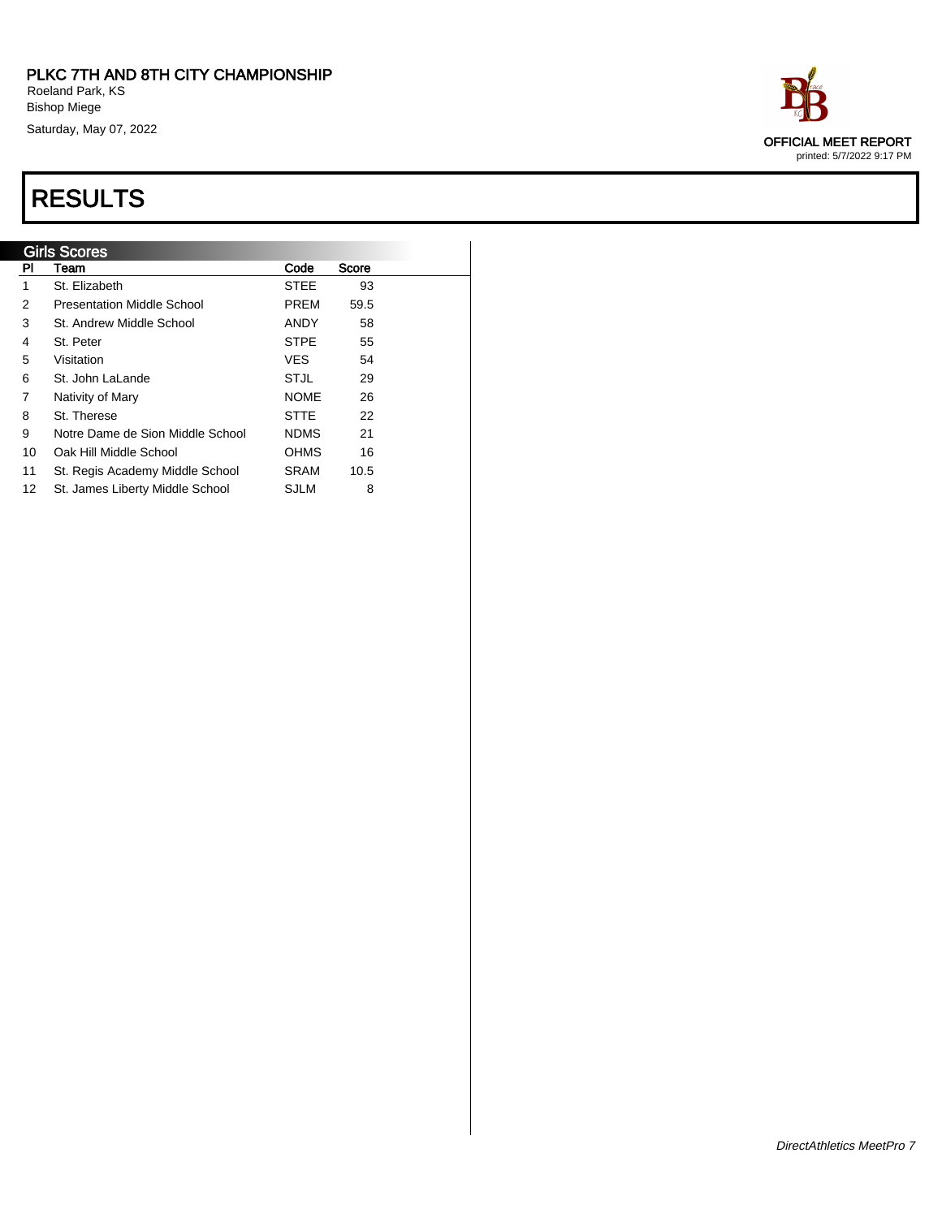PLKC 7TH AND 8TH CITY CHAMPIONSHIP
Roeland Park, KS
Bishop Miege
Saturday, May 07, 2022

OFFICIAL MEET REPORT
printed: 5/7/2022 9:17 PM

# RESULTS

## Girls Scores

| Pl | Team | Code | Score |
|---|---|---|---|
| 1 | St. Elizabeth | STEE | 93 |
| 2 | Presentation Middle School | PREM | 59.5 |
| 3 | St. Andrew Middle School | ANDY | 58 |
| 4 | St. Peter | STPE | 55 |
| 5 | Visitation | VES | 54 |
| 6 | St. John LaLande | STJL | 29 |
| 7 | Nativity of Mary | NOME | 26 |
| 8 | St. Therese | STTE | 22 |
| 9 | Notre Dame de Sion Middle School | NDMS | 21 |
| 10 | Oak Hill Middle School | OHMS | 16 |
| 11 | St. Regis Academy Middle School | SRAM | 10.5 |
| 12 | St. James Liberty Middle School | SJLM | 8 |

*DirectAthletics MeetPro 7*